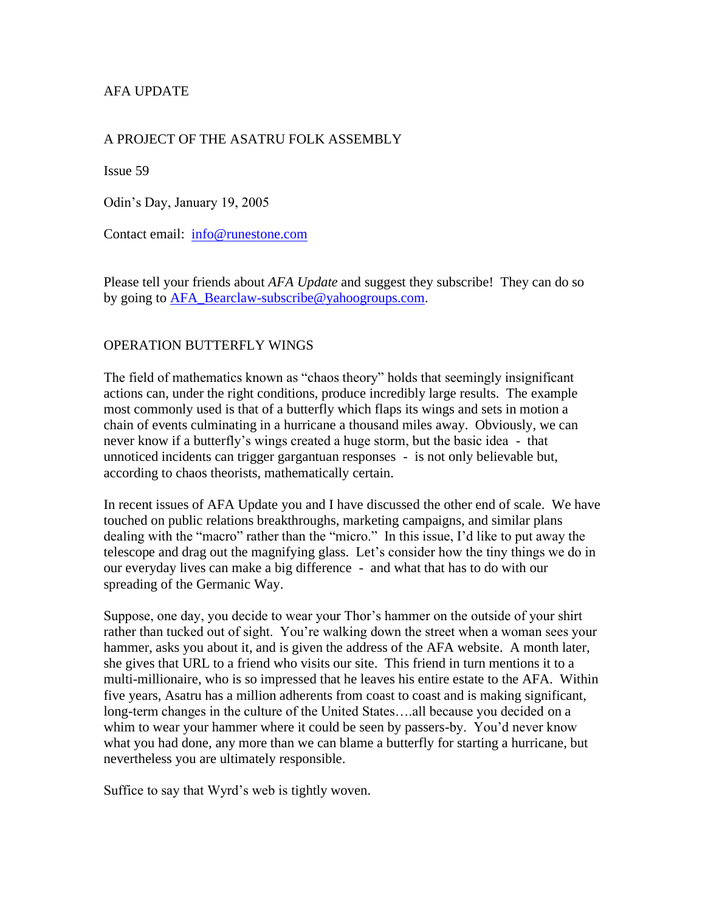AFA UPDATE

A PROJECT OF THE ASATRU FOLK ASSEMBLY

Issue 59

Odin's Day, January 19, 2005

Contact email: info@runestone.com

Please tell your friends about *AFA Update* and suggest they subscribe! They can do so by going to AFA_Bearclaw-subscribe@yahoogroups.com.

## OPERATION BUTTERFLY WINGS

The field of mathematics known as "chaos theory" holds that seemingly insignificant actions can, under the right conditions, produce incredibly large results. The example most commonly used is that of a butterfly which flaps its wings and sets in motion a chain of events culminating in a hurricane a thousand miles away. Obviously, we can never know if a butterfly's wings created a huge storm, but the basic idea - that unnoticed incidents can trigger gargantuan responses - is not only believable but, according to chaos theorists, mathematically certain.

In recent issues of AFA Update you and I have discussed the other end of scale. We have touched on public relations breakthroughs, marketing campaigns, and similar plans dealing with the "macro" rather than the "micro." In this issue, I'd like to put away the telescope and drag out the magnifying glass. Let's consider how the tiny things we do in our everyday lives can make a big difference - and what that has to do with our spreading of the Germanic Way.

Suppose, one day, you decide to wear your Thor's hammer on the outside of your shirt rather than tucked out of sight. You're walking down the street when a woman sees your hammer, asks you about it, and is given the address of the AFA website. A month later, she gives that URL to a friend who visits our site. This friend in turn mentions it to a multi-millionaire, who is so impressed that he leaves his entire estate to the AFA. Within five years, Asatru has a million adherents from coast to coast and is making significant, long-term changes in the culture of the United States….all because you decided on a whim to wear your hammer where it could be seen by passers-by. You'd never know what you had done, any more than we can blame a butterfly for starting a hurricane, but nevertheless you are ultimately responsible.

Suffice to say that Wyrd's web is tightly woven.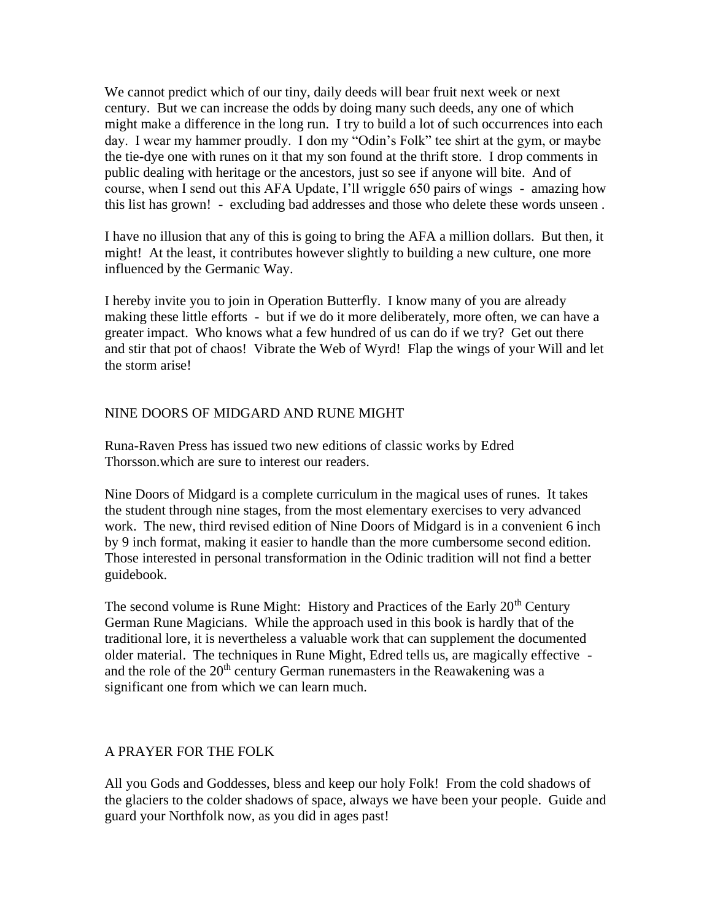We cannot predict which of our tiny, daily deeds will bear fruit next week or next century. But we can increase the odds by doing many such deeds, any one of which might make a difference in the long run. I try to build a lot of such occurrences into each day. I wear my hammer proudly. I don my "Odin's Folk" tee shirt at the gym, or maybe the tie-dye one with runes on it that my son found at the thrift store. I drop comments in public dealing with heritage or the ancestors, just so see if anyone will bite. And of course, when I send out this AFA Update, I'll wriggle 650 pairs of wings - amazing how this list has grown! - excluding bad addresses and those who delete these words unseen .

I have no illusion that any of this is going to bring the AFA a million dollars. But then, it might! At the least, it contributes however slightly to building a new culture, one more influenced by the Germanic Way.

I hereby invite you to join in Operation Butterfly. I know many of you are already making these little efforts - but if we do it more deliberately, more often, we can have a greater impact. Who knows what a few hundred of us can do if we try? Get out there and stir that pot of chaos! Vibrate the Web of Wyrd! Flap the wings of your Will and let the storm arise!

## NINE DOORS OF MIDGARD AND RUNE MIGHT

Runa-Raven Press has issued two new editions of classic works by Edred Thorsson.which are sure to interest our readers.

Nine Doors of Midgard is a complete curriculum in the magical uses of runes. It takes the student through nine stages, from the most elementary exercises to very advanced work. The new, third revised edition of Nine Doors of Midgard is in a convenient 6 inch by 9 inch format, making it easier to handle than the more cumbersome second edition. Those interested in personal transformation in the Odinic tradition will not find a better guidebook.

The second volume is Rune Might: History and Practices of the Early 20th Century German Rune Magicians. While the approach used in this book is hardly that of the traditional lore, it is nevertheless a valuable work that can supplement the documented older material. The techniques in Rune Might, Edred tells us, are magically effective - and the role of the 20th century German runemasters in the Reawakening was a significant one from which we can learn much.

## A PRAYER FOR THE FOLK

All you Gods and Goddesses, bless and keep our holy Folk! From the cold shadows of the glaciers to the colder shadows of space, always we have been your people. Guide and guard your Northfolk now, as you did in ages past!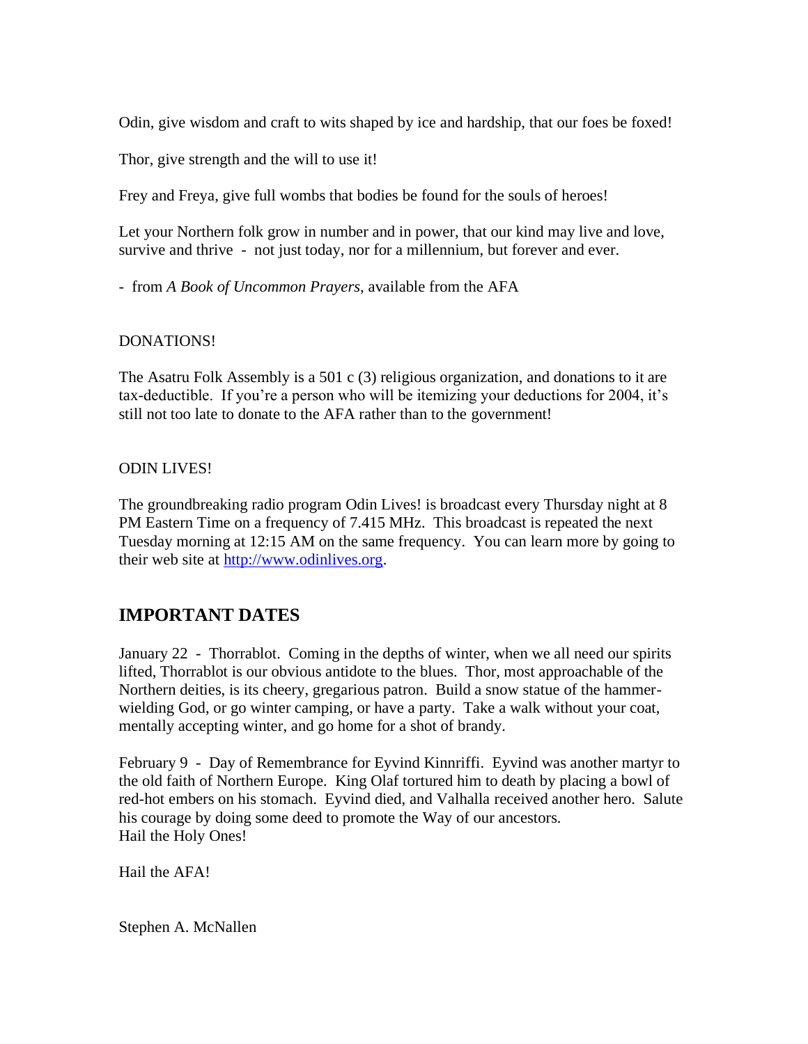Odin, give wisdom and craft to wits shaped by ice and hardship, that our foes be foxed!

Thor, give strength and the will to use it!

Frey and Freya, give full wombs that bodies be found for the souls of heroes!

Let your Northern folk grow in number and in power, that our kind may live and love, survive and thrive - not just today, nor for a millennium, but forever and ever.

- from *A Book of Uncommon Prayers*, available from the AFA

DONATIONS!

The Asatru Folk Assembly is a 501 c (3) religious organization, and donations to it are tax-deductible. If you're a person who will be itemizing your deductions for 2004, it's still not too late to donate to the AFA rather than to the government!

ODIN LIVES!

The groundbreaking radio program Odin Lives! is broadcast every Thursday night at 8 PM Eastern Time on a frequency of 7.415 MHz. This broadcast is repeated the next Tuesday morning at 12:15 AM on the same frequency. You can learn more by going to their web site at [http://www.odinlives.org](http://www.odinlives.org).

## IMPORTANT DATES

January 22 - Thorrablot. Coming in the depths of winter, when we all need our spirits lifted, Thorrablot is our obvious antidote to the blues. Thor, most approachable of the Northern deities, is its cheery, gregarious patron. Build a snow statue of the hammer-wielding God, or go winter camping, or have a party. Take a walk without your coat, mentally accepting winter, and go home for a shot of brandy.

February 9 - Day of Remembrance for Eyvind Kinnriffi. Eyvind was another martyr to the old faith of Northern Europe. King Olaf tortured him to death by placing a bowl of red-hot embers on his stomach. Eyvind died, and Valhalla received another hero. Salute his courage by doing some deed to promote the Way of our ancestors.
Hail the Holy Ones!

Hail the AFA!

Stephen A. McNallen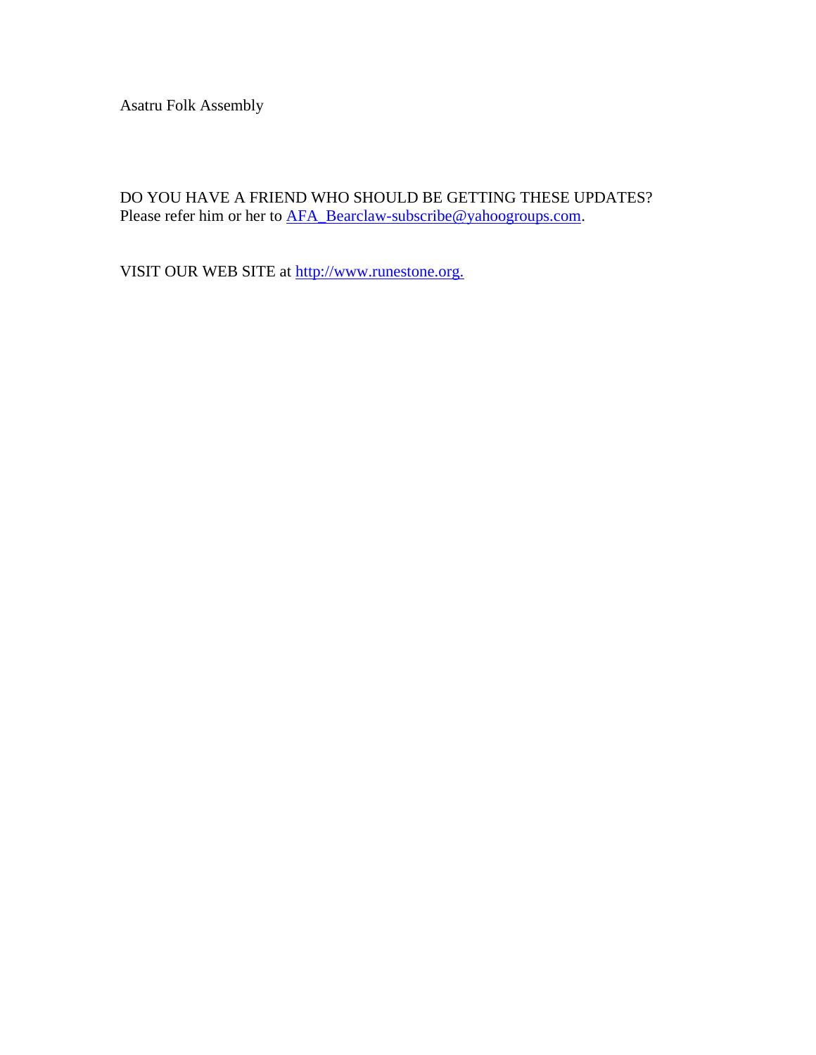Asatru Folk Assembly

DO YOU HAVE A FRIEND WHO SHOULD BE GETTING THESE UPDATES?
Please refer him or her to AFA_Bearclaw-subscribe@yahoogroups.com.

VISIT OUR WEB SITE at http://www.runestone.org.